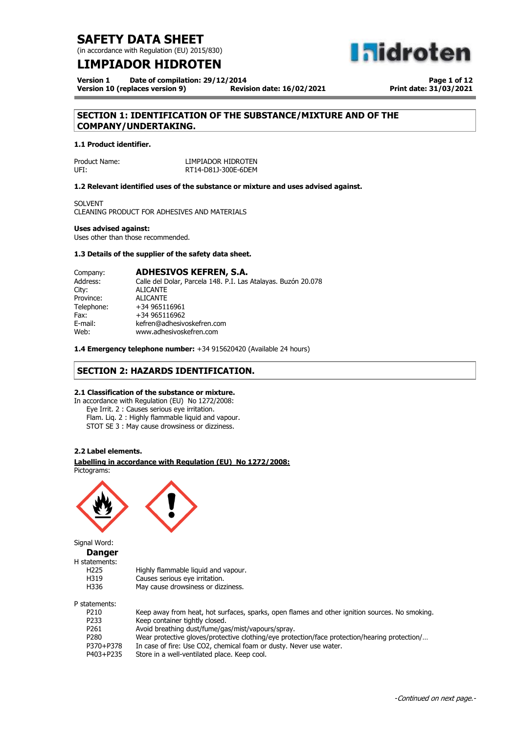# SAFETY DATA SHEET

(in accordance with Regulation (EU) 2015/830)

# LIMPIADOR HIDROTEN

**Version 1 Date of compilation: 29/12/2014**
**Version 10 (replaces version 9) Revision date: 16/02/2021 Print date: 31/03/2021**

## SECTION 1: IDENTIFICATION OF THE SUBSTANCE/MIXTURE AND OF THE COMPANY/UNDERTAKING.

### 1.1 Product identifier.

Product Name: LIMPIADOR HIDROTEN
UFI: RT14-D81J-300E-6DEM

### 1.2 Relevant identified uses of the substance or mixture and uses advised against.

SOLVENT
CLEANING PRODUCT FOR ADHESIVES AND MATERIALS

**Uses advised against:**
Uses other than those recommended.

### 1.3 Details of the supplier of the safety data sheet.

| | |
|---|---|
| Company: | **ADHESIVOS KEFREN, S.A.** |
| Address: | Calle del Dolar, Parcela 148. P.I. Las Atalayas. Buzón 20.078 |
| City: | ALICANTE |
| Province: | ALICANTE |
| Telephone: | +34 965116961 |
| Fax: | +34 965116962 |
| E-mail: | kefren@adhesivoskefren.com |
| Web: | www.adhesivoskefren.com |

**1.4 Emergency telephone number:** +34 915620420 (Available 24 hours)

## SECTION 2: HAZARDS IDENTIFICATION.

### 2.1 Classification of the substance or mixture.

In accordance with Regulation (EU) No 1272/2008:
Eye Irrit. 2 : Causes serious eye irritation.
Flam. Liq. 2 : Highly flammable liquid and vapour.
STOT SE 3 : May cause drowsiness or dizziness.

### 2.2 Label elements.

**Labelling in accordance with Regulation (EU) No 1272/2008:**

Pictograms:

Signal Word:
**Danger**

H statements:

| | |
|---|---|
| H225 | Highly flammable liquid and vapour. |
| H319 | Causes serious eye irritation. |
| H336 | May cause drowsiness or dizziness. |

P statements:

| | |
|---|---|
| P210 | Keep away from heat, hot surfaces, sparks, open flames and other ignition sources. No smoking. |
| P233 | Keep container tightly closed. |
| P261 | Avoid breathing dust/fume/gas/mist/vapours/spray. |
| P280 | Wear protective gloves/protective clothing/eye protection/face protection/hearing protection/… |
| P370+P378 | In case of fire: Use CO2, chemical foam or dusty. Never use water. |
| P403+P235 | Store in a well-ventilated place. Keep cool. |

-Continued on next page.-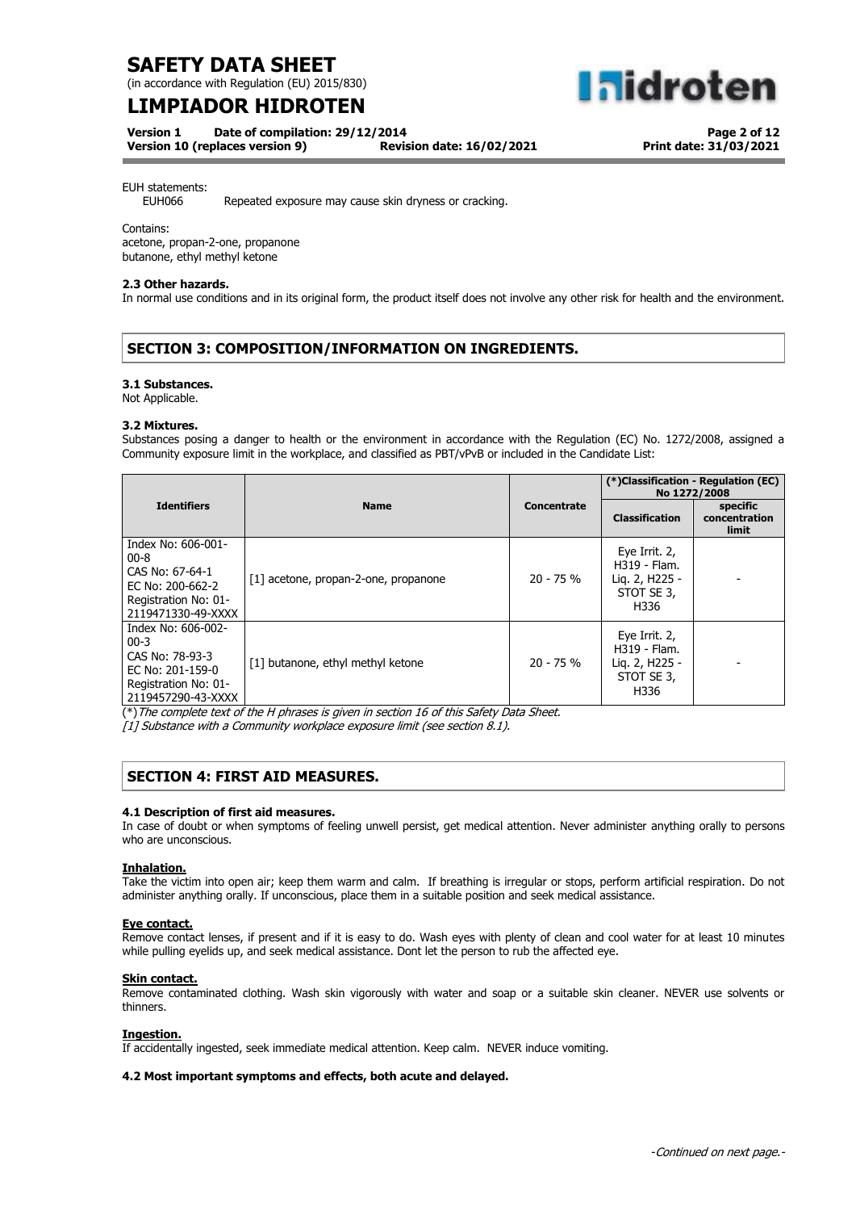EUH statements:
EUH066 Repeated exposure may cause skin dryness or cracking.

Contains:
acetone, propan-2-one, propanone
butanone, ethyl methyl ketone

**2.3 Other hazards.**
In normal use conditions and in its original form, the product itself does not involve any other risk for health and the environment.

## SECTION 3: COMPOSITION/INFORMATION ON INGREDIENTS.

**3.1 Substances.**
Not Applicable.

**3.2 Mixtures.**
Substances posing a danger to health or the environment in accordance with the Regulation (EC) No. 1272/2008, assigned a Community exposure limit in the workplace, and classified as PBT/vPvB or included in the Candidate List:

| Identifiers | Name | Concentrate | (*)Classification - Regulation (EC) No 1272/2008 | |
|---|---|---|---|---|
| | | | Classification | specific concentration limit |
| Index No: 606-001-00-8<br>CAS No: 67-64-1<br>EC No: 200-662-2<br>Registration No: 01-2119471330-49-XXXX | [1] acetone, propan-2-one, propanone | 20 - 75 % | Eye Irrit. 2, H319 - Flam. Liq. 2, H225 - STOT SE 3, H336 | - |
| Index No: 606-002-00-3<br>CAS No: 78-93-3<br>EC No: 201-159-0<br>Registration No: 01-2119457290-43-XXXX | [1] butanone, ethyl methyl ketone | 20 - 75 % | Eye Irrit. 2, H319 - Flam. Liq. 2, H225 - STOT SE 3, H336 | - |

(*)*The complete text of the H phrases is given in section 16 of this Safety Data Sheet.*
*[1] Substance with a Community workplace exposure limit (see section 8.1).*

## SECTION 4: FIRST AID MEASURES.

**4.1 Description of first aid measures.**
In case of doubt or when symptoms of feeling unwell persist, get medical attention. Never administer anything orally to persons who are unconscious.

**Inhalation.**
Take the victim into open air; keep them warm and calm. If breathing is irregular or stops, perform artificial respiration. Do not administer anything orally. If unconscious, place them in a suitable position and seek medical assistance.

**Eye contact.**
Remove contact lenses, if present and if it is easy to do. Wash eyes with plenty of clean and cool water for at least 10 minutes while pulling eyelids up, and seek medical assistance. Dont let the person to rub the affected eye.

**Skin contact.**
Remove contaminated clothing. Wash skin vigorously with water and soap or a suitable skin cleaner. NEVER use solvents or thinners.

**Ingestion.**
If accidentally ingested, seek immediate medical attention. Keep calm. NEVER induce vomiting.

**4.2 Most important symptoms and effects, both acute and delayed.**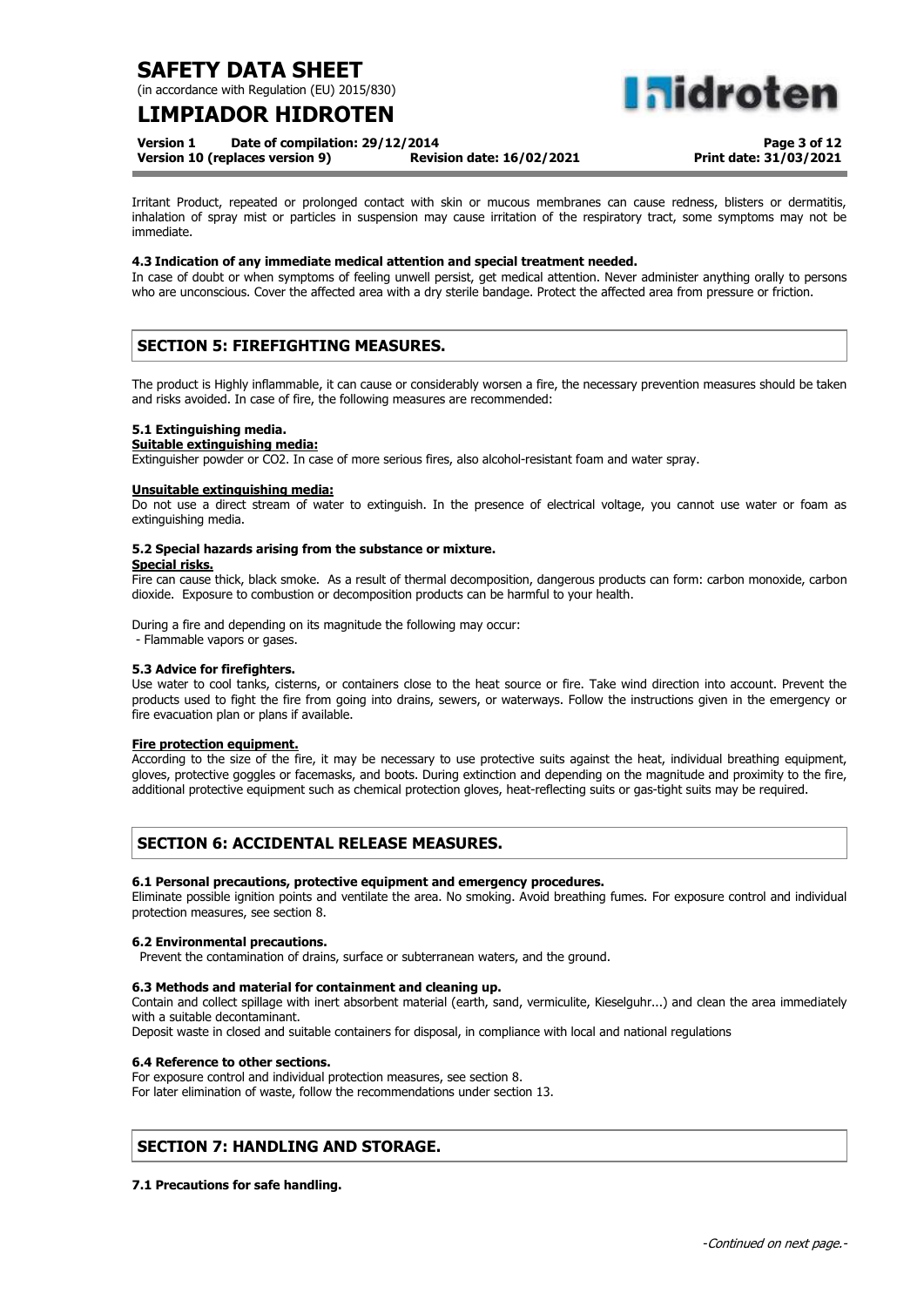Irritant Product, repeated or prolonged contact with skin or mucous membranes can cause redness, blisters or dermatitis, inhalation of spray mist or particles in suspension may cause irritation of the respiratory tract, some symptoms may not be immediate.

### 4.3 Indication of any immediate medical attention and special treatment needed.

In case of doubt or when symptoms of feeling unwell persist, get medical attention. Never administer anything orally to persons who are unconscious. Cover the affected area with a dry sterile bandage. Protect the affected area from pressure or friction.

## SECTION 5: FIREFIGHTING MEASURES.

The product is Highly inflammable, it can cause or considerably worsen a fire, the necessary prevention measures should be taken and risks avoided. In case of fire, the following measures are recommended:

### 5.1 Extinguishing media.

**Suitable extinguishing media:**

Extinguisher powder or $CO_2$. In case of more serious fires, also alcohol-resistant foam and water spray.

**Unsuitable extinguishing media:**

Do not use a direct stream of water to extinguish. In the presence of electrical voltage, you cannot use water or foam as extinguishing media.

### 5.2 Special hazards arising from the substance or mixture.

**Special risks.**

Fire can cause thick, black smoke. As a result of thermal decomposition, dangerous products can form: carbon monoxide, carbon dioxide. Exposure to combustion or decomposition products can be harmful to your health.

During a fire and depending on its magnitude the following may occur:

- Flammable vapors or gases.

### 5.3 Advice for firefighters.

Use water to cool tanks, cisterns, or containers close to the heat source or fire. Take wind direction into account. Prevent the products used to fight the fire from going into drains, sewers, or waterways. Follow the instructions given in the emergency or fire evacuation plan or plans if available.

**Fire protection equipment.**

According to the size of the fire, it may be necessary to use protective suits against the heat, individual breathing equipment, gloves, protective goggles or facemasks, and boots. During extinction and depending on the magnitude and proximity to the fire, additional protective equipment such as chemical protection gloves, heat-reflecting suits or gas-tight suits may be required.

## SECTION 6: ACCIDENTAL RELEASE MEASURES.

### 6.1 Personal precautions, protective equipment and emergency procedures.

Eliminate possible ignition points and ventilate the area. No smoking. Avoid breathing fumes. For exposure control and individual protection measures, see section 8.

### 6.2 Environmental precautions.

Prevent the contamination of drains, surface or subterranean waters, and the ground.

### 6.3 Methods and material for containment and cleaning up.

Contain and collect spillage with inert absorbent material (earth, sand, vermiculite, Kieselguhr...) and clean the area immediately with a suitable decontaminant.

Deposit waste in closed and suitable containers for disposal, in compliance with local and national regulations

### 6.4 Reference to other sections.

For exposure control and individual protection measures, see section 8.
For later elimination of waste, follow the recommendations under section 13.

## SECTION 7: HANDLING AND STORAGE.

### 7.1 Precautions for safe handling.

*-Continued on next page.-*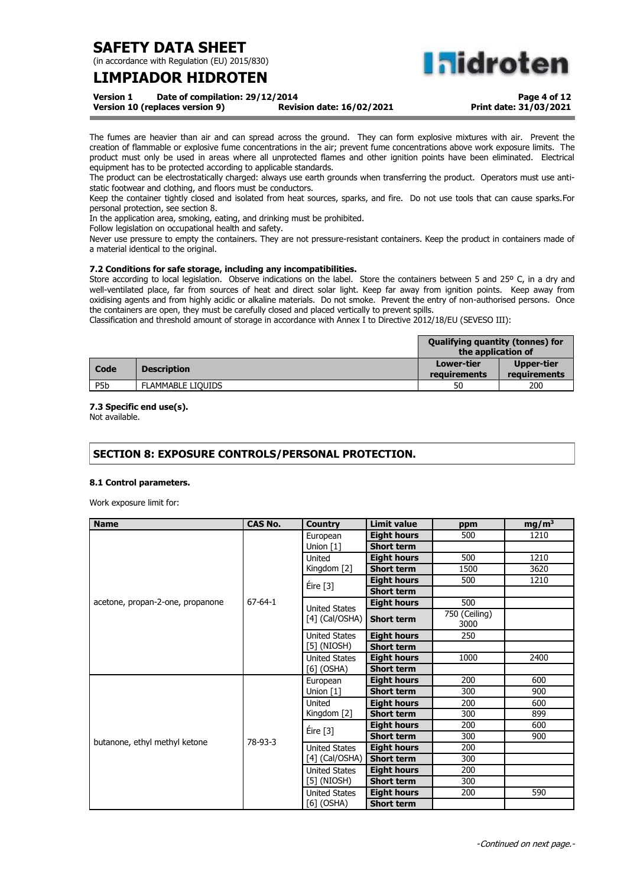The fumes are heavier than air and can spread across the ground. They can form explosive mixtures with air. Prevent the creation of flammable or explosive fume concentrations in the air; prevent fume concentrations above work exposure limits. The product must only be used in areas where all unprotected flames and other ignition points have been eliminated. Electrical equipment has to be protected according to applicable standards.

The product can be electrostatically charged: always use earth grounds when transferring the product. Operators must use anti-static footwear and clothing, and floors must be conductors.

Keep the container tightly closed and isolated from heat sources, sparks, and fire. Do not use tools that can cause sparks.For personal protection, see section 8.

In the application area, smoking, eating, and drinking must be prohibited.

Follow legislation on occupational health and safety.

Never use pressure to empty the containers. They are not pressure-resistant containers. Keep the product in containers made of a material identical to the original.

#### 7.2 Conditions for safe storage, including any incompatibilities.

Store according to local legislation. Observe indications on the label. Store the containers between 5 and 25º C, in a dry and well-ventilated place, far from sources of heat and direct solar light. Keep far away from ignition points. Keep away from oxidising agents and from highly acidic or alkaline materials. Do not smoke. Prevent the entry of non-authorised persons. Once the containers are open, they must be carefully closed and placed vertically to prevent spills.

Classification and threshold amount of storage in accordance with Annex I to Directive 2012/18/EU (SEVESO III):

| | | Qualifying quantity (tonnes) for the application of | |
|---|---|---|---|
| **Code** | **Description** | **Lower-tier requirements** | **Upper-tier requirements** |
| P5b | FLAMMABLE LIQUIDS | 50 | 200 |

#### 7.3 Specific end use(s).

Not available.

## SECTION 8: EXPOSURE CONTROLS/PERSONAL PROTECTION.

#### 8.1 Control parameters.

Work exposure limit for:

| Name | CAS No. | Country | Limit value | ppm | mg/m³ |
|---|---|---|---|---|---|
| acetone, propan-2-one, propanone | 67-64-1 | European Union [1] | Eight hours | 500 | 1210 |
| | | | Short term | | |
| | | United Kingdom [2] | Eight hours | 500 | 1210 |
| | | | Short term | 1500 | 3620 |
| | | Éire [3] | Eight hours | 500 | 1210 |
| | | | Short term | | |
| | | United States [4] (Cal/OSHA) | Eight hours | 500 | |
| | | | Short term | 750 (Ceiling) 3000 | |
| | | United States [5] (NIOSH) | Eight hours | 250 | |
| | | | Short term | | |
| | | United States [6] (OSHA) | Eight hours | 1000 | 2400 |
| | | | Short term | | |
| butanone, ethyl methyl ketone | 78-93-3 | European Union [1] | Eight hours | 200 | 600 |
| | | | Short term | 300 | 900 |
| | | United Kingdom [2] | Eight hours | 200 | 600 |
| | | | Short term | 300 | 899 |
| | | Éire [3] | Eight hours | 200 | 600 |
| | | | Short term | 300 | 900 |
| | | United States [4] (Cal/OSHA) | Eight hours | 200 | |
| | | | Short term | 300 | |
| | | United States [5] (NIOSH) | Eight hours | 200 | |
| | | | Short term | 300 | |
| | | United States [6] (OSHA) | Eight hours | 200 | 590 |
| | | | Short term | | |

*-Continued on next page.-*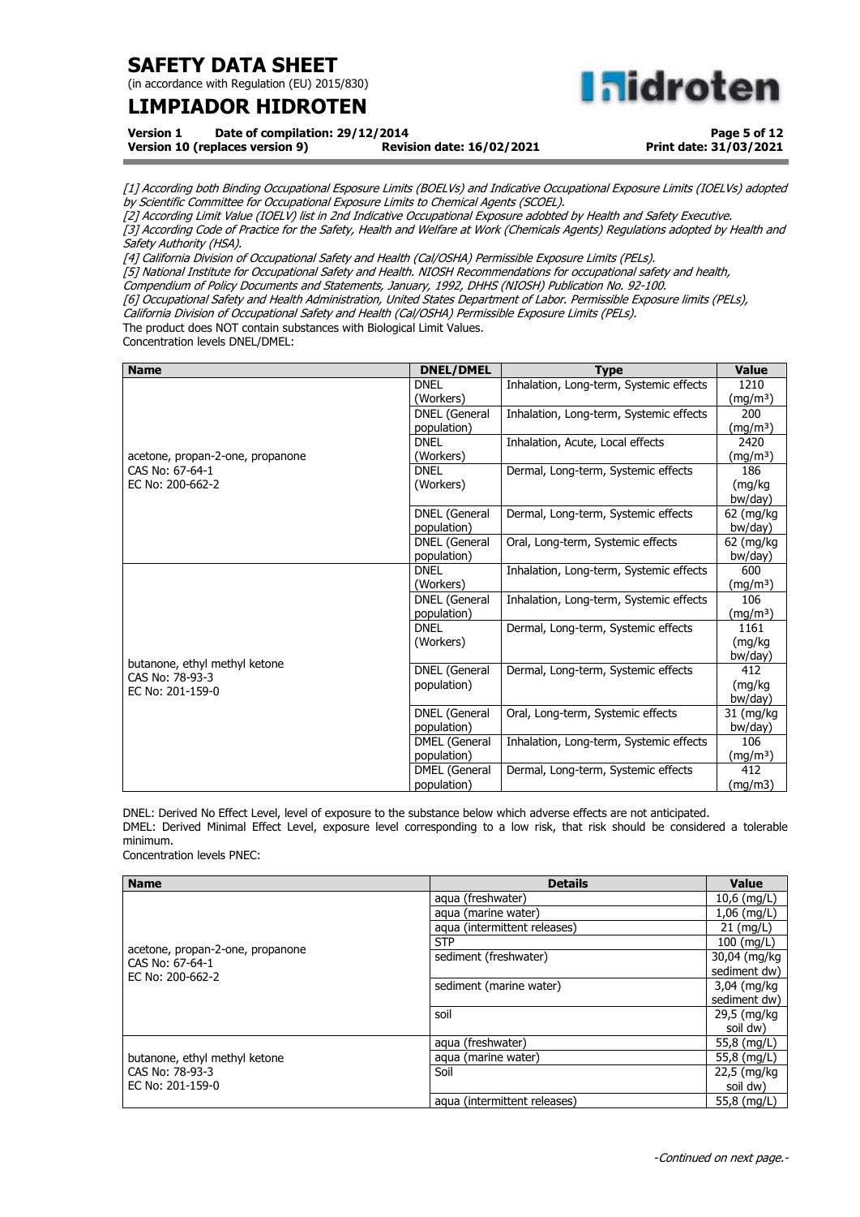*[1] According both Binding Occupational Esposure Limits (BOELVs) and Indicative Occupational Exposure Limits (IOELVs) adopted by Scientific Committee for Occupational Exposure Limits to Chemical Agents (SCOEL).*
*[2] According Limit Value (IOELV) list in 2nd Indicative Occupational Exposure adobted by Health and Safety Executive.*
*[3] According Code of Practice for the Safety, Health and Welfare at Work (Chemicals Agents) Regulations adopted by Health and Safety Authority (HSA).*
*[4] California Division of Occupational Safety and Health (Cal/OSHA) Permissible Exposure Limits (PELs).*
*[5] National Institute for Occupational Safety and Health. NIOSH Recommendations for occupational safety and health, Compendium of Policy Documents and Statements, January, 1992, DHHS (NIOSH) Publication No. 92-100.*
*[6] Occupational Safety and Health Administration, United States Department of Labor. Permissible Exposure limits (PELs), California Division of Occupational Safety and Health (Cal/OSHA) Permissible Exposure Limits (PELs).*

The product does NOT contain substances with Biological Limit Values.

Concentration levels DNEL/DMEL:

| Name | DNEL/DMEL | Type | Value |
|---|---|---|---|
| acetone, propan-2-one, propanone<br>CAS No: 67-64-1<br>EC No: 200-662-2 | DNEL (Workers) | Inhalation, Long-term, Systemic effects | 1210 (mg/m³) |
| | DNEL (General population) | Inhalation, Long-term, Systemic effects | 200 (mg/m³) |
| | DNEL (Workers) | Inhalation, Acute, Local effects | 2420 (mg/m³) |
| | DNEL (Workers) | Dermal, Long-term, Systemic effects | 186 (mg/kg bw/day) |
| | DNEL (General population) | Dermal, Long-term, Systemic effects | 62 (mg/kg bw/day) |
| | DNEL (General population) | Oral, Long-term, Systemic effects | 62 (mg/kg bw/day) |
| butanone, ethyl methyl ketone<br>CAS No: 78-93-3<br>EC No: 201-159-0 | DNEL (Workers) | Inhalation, Long-term, Systemic effects | 600 (mg/m³) |
| | DNEL (General population) | Inhalation, Long-term, Systemic effects | 106 (mg/m³) |
| | DNEL (Workers) | Dermal, Long-term, Systemic effects | 1161 (mg/kg bw/day) |
| | DNEL (General population) | Dermal, Long-term, Systemic effects | 412 (mg/kg bw/day) |
| | DNEL (General population) | Oral, Long-term, Systemic effects | 31 (mg/kg bw/day) |
| | DMEL (General population) | Inhalation, Long-term, Systemic effects | 106 (mg/m³) |
| | DMEL (General population) | Dermal, Long-term, Systemic effects | 412 (mg/m3) |

DNEL: Derived No Effect Level, level of exposure to the substance below which adverse effects are not anticipated.
DMEL: Derived Minimal Effect Level, exposure level corresponding to a low risk, that risk should be considered a tolerable minimum.

Concentration levels PNEC:

| Name | Details | Value |
|---|---|---|
| acetone, propan-2-one, propanone<br>CAS No: 67-64-1<br>EC No: 200-662-2 | aqua (freshwater) | 10,6 (mg/L) |
| | aqua (marine water) | 1,06 (mg/L) |
| | aqua (intermittent releases) | 21 (mg/L) |
| | STP | 100 (mg/L) |
| | sediment (freshwater) | 30,04 (mg/kg sediment dw) |
| | sediment (marine water) | 3,04 (mg/kg sediment dw) |
| | soil | 29,5 (mg/kg soil dw) |
| butanone, ethyl methyl ketone<br>CAS No: 78-93-3<br>EC No: 201-159-0 | aqua (freshwater) | 55,8 (mg/L) |
| | aqua (marine water) | 55,8 (mg/L) |
| | Soil | 22,5 (mg/kg soil dw) |
| | aqua (intermittent releases) | 55,8 (mg/L) |

*-Continued on next page.-*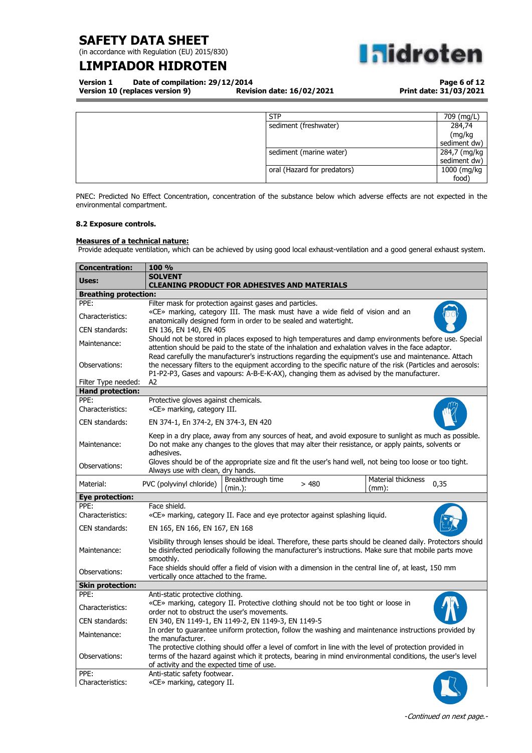| | | |
|---|---|---|
| | STP | 709 (mg/L) |
| | sediment (freshwater) | 284,74 (mg/kg sediment dw) |
| | sediment (marine water) | 284,7 (mg/kg sediment dw) |
| | oral (Hazard for predators) | 1000 (mg/kg food) |

PNEC: Predicted No Effect Concentration, concentration of the substance below which adverse effects are not expected in the environmental compartment.

### 8.2 Exposure controls.

**Measures of a technical nature:**

Provide adequate ventilation, which can be achieved by using good local exhaust-ventilation and a good general exhaust system.

| **Concentration:** | **100 %** |
|---|---|
| **Uses:** | **SOLVENT**<br>**CLEANING PRODUCT FOR ADHESIVES AND MATERIALS** |
| **Breathing protection:** | |
| PPE: | Filter mask for protection against gases and particles. |
| Characteristics: | «CE» marking, category III. The mask must have a wide field of vision and an anatomically designed form in order to be sealed and watertight. |
| CEN standards: | EN 136, EN 140, EN 405 |
| Maintenance: | Should not be stored in places exposed to high temperatures and damp environments before use. Special attention should be paid to the state of the inhalation and exhalation valves in the face adaptor. |
| Observations: | Read carefully the manufacturer's instructions regarding the equipment's use and maintenance. Attach the necessary filters to the equipment according to the specific nature of the risk (Particles and aerosols: P1-P2-P3, Gases and vapours: A-B-E-K-AX), changing them as advised by the manufacturer. |
| Filter Type needed: | A2 |
| **Hand protection:** | |
| PPE: | Protective gloves against chemicals. |
| Characteristics: | «CE» marking, category III. |
| CEN standards: | EN 374-1, En 374-2, EN 374-3, EN 420 |
| Maintenance: | Keep in a dry place, away from any sources of heat, and avoid exposure to sunlight as much as possible. Do not make any changes to the gloves that may alter their resistance, or apply paints, solvents or adhesives. |
| Observations: | Gloves should be of the appropriate size and fit the user's hand well, not being too loose or too tight. Always use with clean, dry hands. |
| Material: | PVC (polyvinyl chloride) — Breakthrough time (min.): > 480 — Material thickness (mm): 0,35 |
| **Eye protection:** | |
| PPE: | Face shield. |
| Characteristics: | «CE» marking, category II. Face and eye protector against splashing liquid. |
| CEN standards: | EN 165, EN 166, EN 167, EN 168 |
| Maintenance: | Visibility through lenses should be ideal. Therefore, these parts should be cleaned daily. Protectors should be disinfected periodically following the manufacturer's instructions. Make sure that mobile parts move smoothly. |
| Observations: | Face shields should offer a field of vision with a dimension in the central line of, at least, 150 mm vertically once attached to the frame. |
| **Skin protection:** | |
| PPE: | Anti-static protective clothing. |
| Characteristics: | «CE» marking, category II. Protective clothing should not be too tight or loose in order not to obstruct the user's movements. |
| CEN standards: | EN 340, EN 1149-1, EN 1149-2, EN 1149-3, EN 1149-5 |
| Maintenance: | In order to guarantee uniform protection, follow the washing and maintenance instructions provided by the manufacturer. |
| Observations: | The protective clothing should offer a level of comfort in line with the level of protection provided in terms of the hazard against which it protects, bearing in mind environmental conditions, the user's level of activity and the expected time of use. |
| PPE: | Anti-static safety footwear. |
| Characteristics: | «CE» marking, category II. |

*-Continued on next page.-*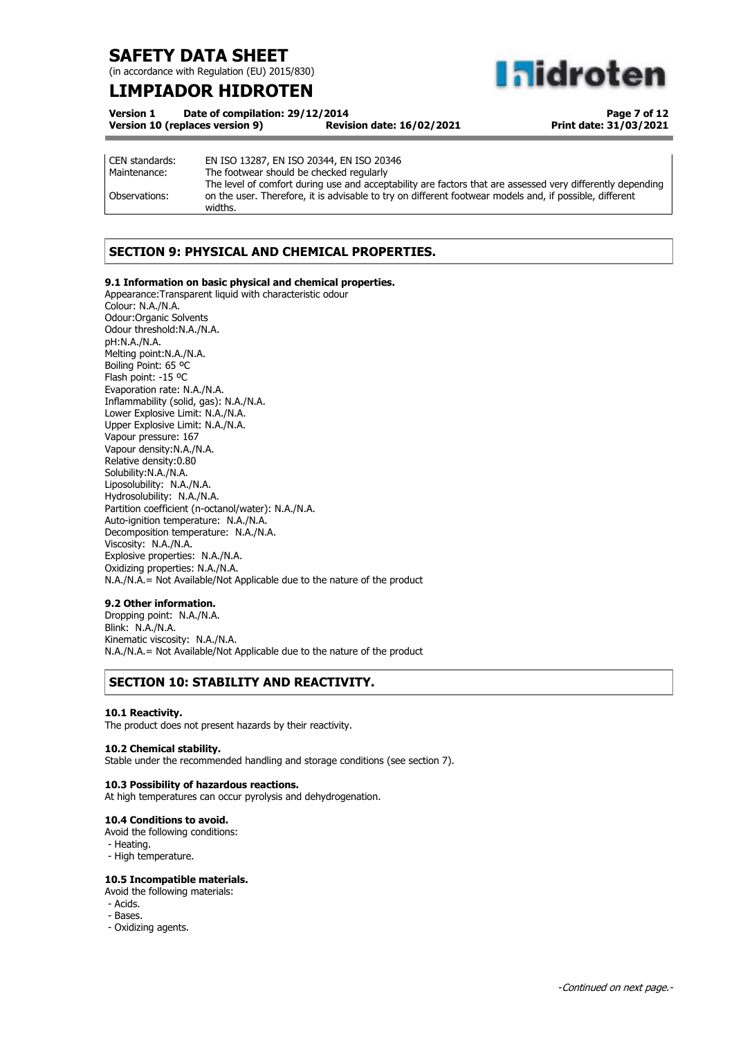| | |
|---|---|
| CEN standards: | EN ISO 13287, EN ISO 20344, EN ISO 20346 |
| Maintenance: | The footwear should be checked regularly |
| Observations: | The level of comfort during use and acceptability are factors that are assessed very differently depending on the user. Therefore, it is advisable to try on different footwear models and, if possible, different widths. |

## SECTION 9: PHYSICAL AND CHEMICAL PROPERTIES.

### 9.1 Information on basic physical and chemical properties.

Appearance:Transparent liquid with characteristic odour
Colour: N.A./N.A.
Odour:Organic Solvents
Odour threshold:N.A./N.A.
pH:N.A./N.A.
Melting point:N.A./N.A.
Boiling Point: 65 ºC
Flash point: -15 ºC
Evaporation rate: N.A./N.A.
Inflammability (solid, gas): N.A./N.A.
Lower Explosive Limit: N.A./N.A.
Upper Explosive Limit: N.A./N.A.
Vapour pressure: 167
Vapour density:N.A./N.A.
Relative density:0.80
Solubility:N.A./N.A.
Liposolubility: N.A./N.A.
Hydrosolubility: N.A./N.A.
Partition coefficient (n-octanol/water): N.A./N.A.
Auto-ignition temperature: N.A./N.A.
Decomposition temperature: N.A./N.A.
Viscosity: N.A./N.A.
Explosive properties: N.A./N.A.
Oxidizing properties: N.A./N.A.
N.A./N.A.= Not Available/Not Applicable due to the nature of the product

### 9.2 Other information.

Dropping point: N.A./N.A.
Blink: N.A./N.A.
Kinematic viscosity: N.A./N.A.
N.A./N.A.= Not Available/Not Applicable due to the nature of the product

## SECTION 10: STABILITY AND REACTIVITY.

### 10.1 Reactivity.

The product does not present hazards by their reactivity.

### 10.2 Chemical stability.

Stable under the recommended handling and storage conditions (see section 7).

### 10.3 Possibility of hazardous reactions.

At high temperatures can occur pyrolysis and dehydrogenation.

### 10.4 Conditions to avoid.

Avoid the following conditions:
- Heating.
- High temperature.

### 10.5 Incompatible materials.

Avoid the following materials:
- Acids.
- Bases.
- Oxidizing agents.

*-Continued on next page.-*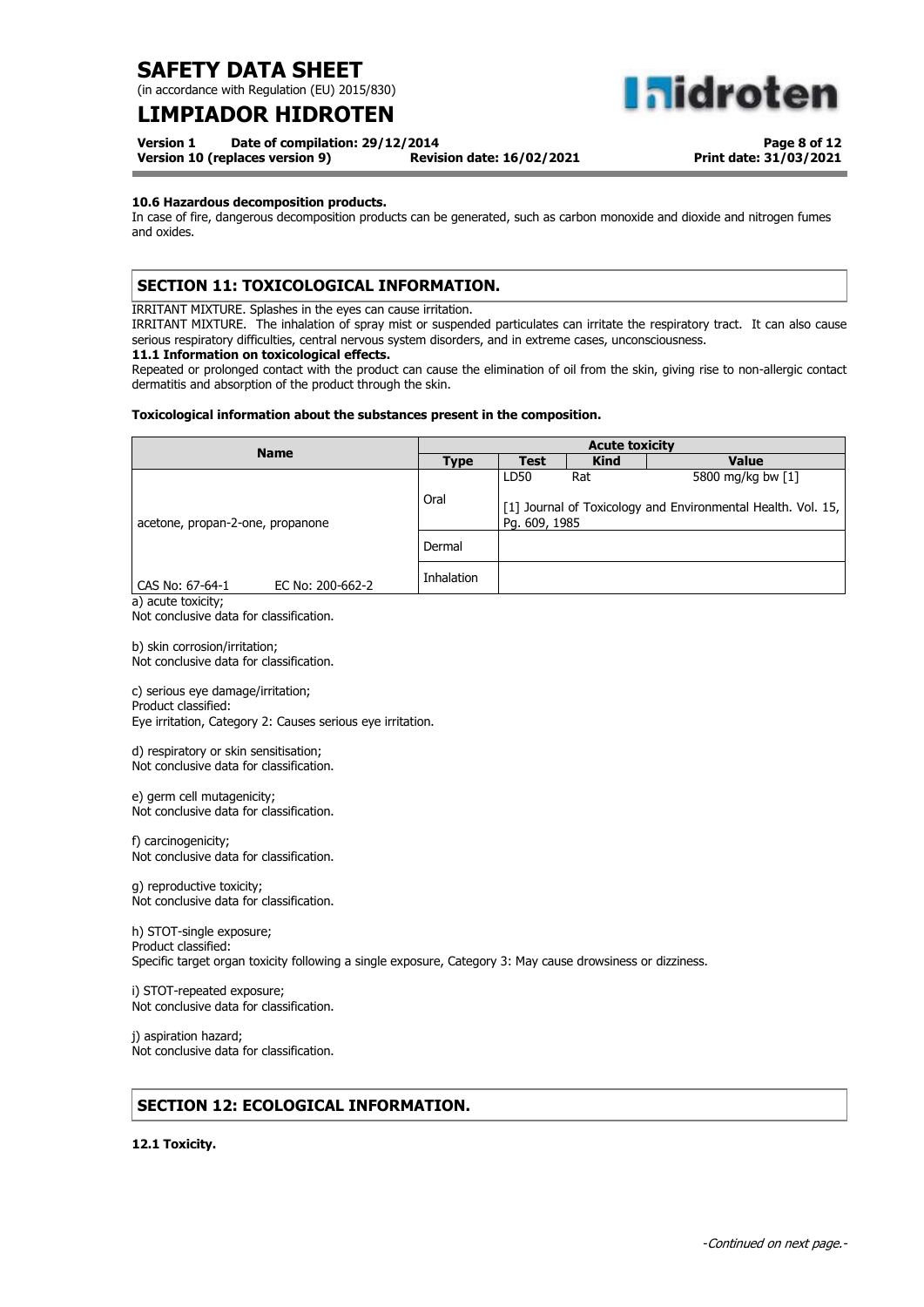### 10.6 Hazardous decomposition products.

In case of fire, dangerous decomposition products can be generated, such as carbon monoxide and dioxide and nitrogen fumes and oxides.

## SECTION 11: TOXICOLOGICAL INFORMATION.

IRRITANT MIXTURE. Splashes in the eyes can cause irritation.

IRRITANT MIXTURE. The inhalation of spray mist or suspended particulates can irritate the respiratory tract. It can also cause serious respiratory difficulties, central nervous system disorders, and in extreme cases, unconsciousness.

### 11.1 Information on toxicological effects.

Repeated or prolonged contact with the product can cause the elimination of oil from the skin, giving rise to non-allergic contact dermatitis and absorption of the product through the skin.

**Toxicological information about the substances present in the composition.**

| Name | Acute toxicity | | | |
|---|---|---|---|---|
| | **Type** | **Test** | **Kind** | **Value** |
| acetone, propan-2-one, propanone | Oral | LD50 | Rat | 5800 mg/kg bw [1] |
| | | [1] Journal of Toxicology and Environmental Health. Vol. 15, Pg. 609, 1985 | | |
| | Dermal | | | |
| CAS No: 67-64-1 EC No: 200-662-2 | Inhalation | | | |

a) acute toxicity;
Not conclusive data for classification.

b) skin corrosion/irritation;
Not conclusive data for classification.

c) serious eye damage/irritation;
Product classified:
Eye irritation, Category 2: Causes serious eye irritation.

d) respiratory or skin sensitisation;
Not conclusive data for classification.

e) germ cell mutagenicity;
Not conclusive data for classification.

f) carcinogenicity;
Not conclusive data for classification.

g) reproductive toxicity;
Not conclusive data for classification.

h) STOT-single exposure;
Product classified:
Specific target organ toxicity following a single exposure, Category 3: May cause drowsiness or dizziness.

i) STOT-repeated exposure;
Not conclusive data for classification.

j) aspiration hazard;
Not conclusive data for classification.

## SECTION 12: ECOLOGICAL INFORMATION.

### 12.1 Toxicity.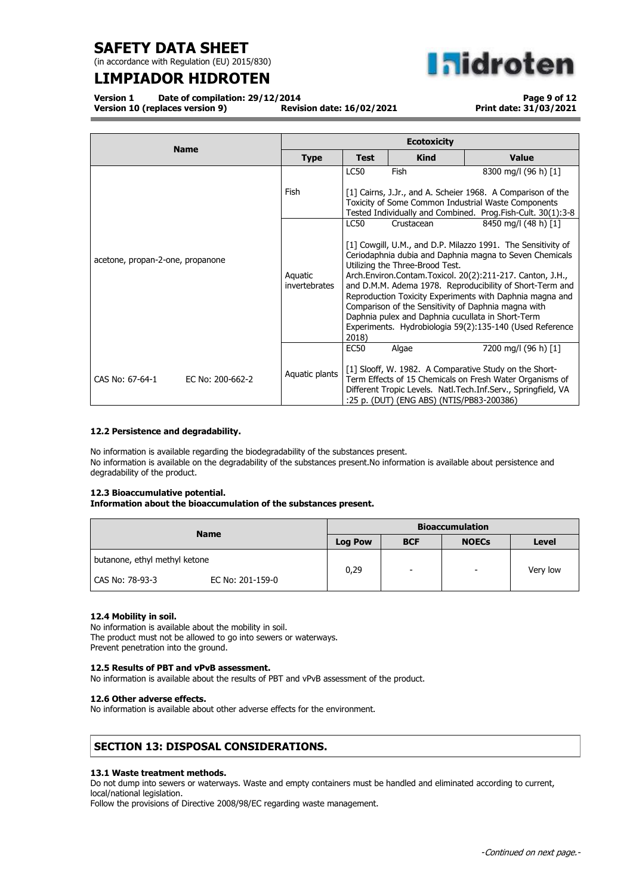| Name | Ecotoxicity | | | |
|---|---|---|---|---|
| | **Type** | **Test** | **Kind** | **Value** |
| acetone, propan-2-one, propanone | Fish | LC50 | Fish | 8300 mg/l (96 h) [1] |
| | | [1] Cairns, J.Jr., and A. Scheier 1968. A Comparison of the Toxicity of Some Common Industrial Waste Components Tested Individually and Combined. Prog.Fish-Cult. 30(1):3-8 | | |
| | Aquatic invertebrates | LC50 | Crustacean | 8450 mg/l (48 h) [1] |
| | | [1] Cowgill, U.M., and D.P. Milazzo 1991. The Sensitivity of Ceriodaphnia dubia and Daphnia magna to Seven Chemicals Utilizing the Three-Brood Test. Arch.Environ.Contam.Toxicol. 20(2):211-217. Canton, J.H., and D.M.M. Adema 1978. Reproducibility of Short-Term and Reproduction Toxicity Experiments with Daphnia magna and Comparison of the Sensitivity of Daphnia magna with Daphnia pulex and Daphnia cucullata in Short-Term Experiments. Hydrobiologia 59(2):135-140 (Used Reference 2018) | | |
| CAS No: 67-64-1 EC No: 200-662-2 | Aquatic plants | EC50 | Algae | 7200 mg/l (96 h) [1] |
| | | [1] Slooff, W. 1982. A Comparative Study on the Short-Term Effects of 15 Chemicals on Fresh Water Organisms of Different Tropic Levels. Natl.Tech.Inf.Serv., Springfield, VA :25 p. (DUT) (ENG ABS) (NTIS/PB83-200386) | | |

#### 12.2 Persistence and degradability.

No information is available regarding the biodegradability of the substances present.
No information is available on the degradability of the substances present.No information is available about persistence and degradability of the product.

#### 12.3 Bioaccumulative potential.

**Information about the bioaccumulation of the substances present.**

| Name | Bioaccumulation | | | |
|---|---|---|---|---|
| | **Log Pow** | **BCF** | **NOECs** | **Level** |
| butanone, ethyl methyl ketone<br>CAS No: 78-93-3 EC No: 201-159-0 | 0,29 | - | - | Very low |

#### 12.4 Mobility in soil.

No information is available about the mobility in soil.
The product must not be allowed to go into sewers or waterways.
Prevent penetration into the ground.

#### 12.5 Results of PBT and vPvB assessment.

No information is available about the results of PBT and vPvB assessment of the product.

#### 12.6 Other adverse effects.

No information is available about other adverse effects for the environment.

## SECTION 13: DISPOSAL CONSIDERATIONS.

#### 13.1 Waste treatment methods.

Do not dump into sewers or waterways. Waste and empty containers must be handled and eliminated according to current, local/national legislation.
Follow the provisions of Directive 2008/98/EC regarding waste management.

*-Continued on next page.-*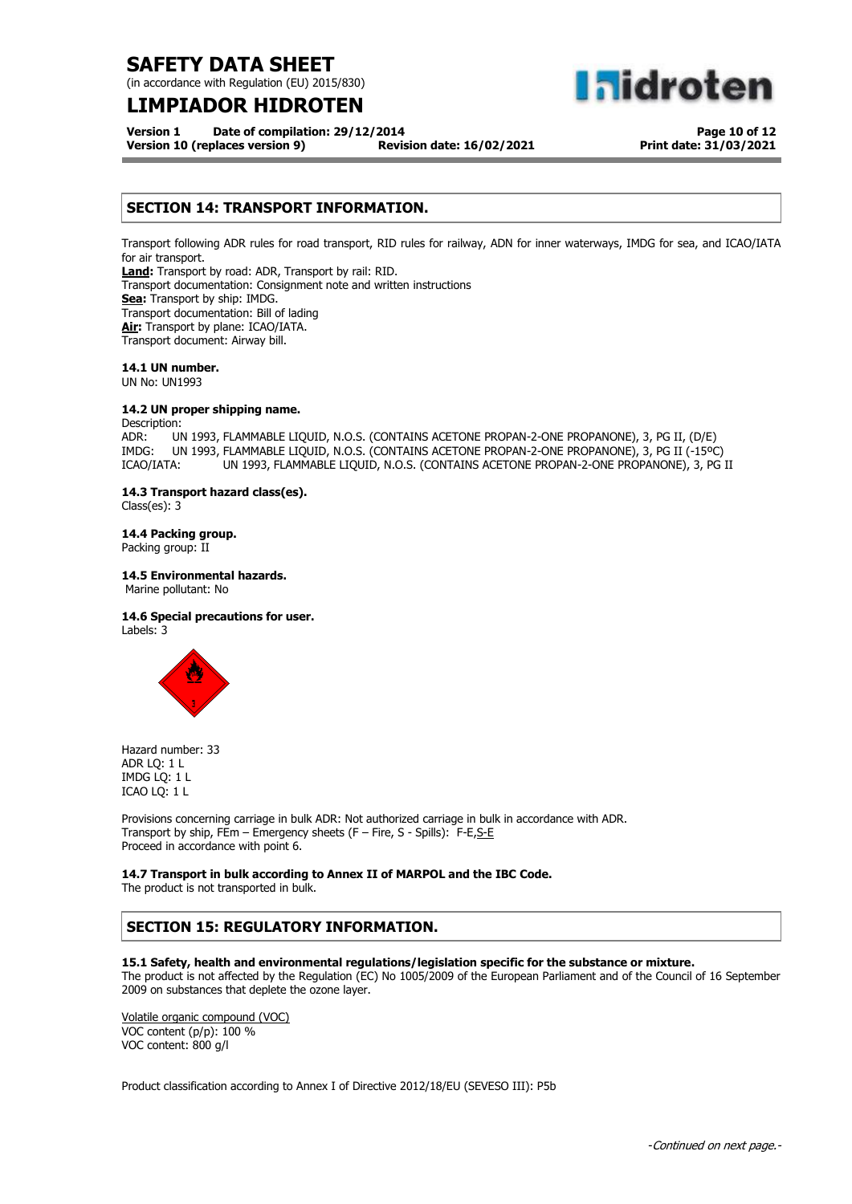## SECTION 14: TRANSPORT INFORMATION.

Transport following ADR rules for road transport, RID rules for railway, ADN for inner waterways, IMDG for sea, and ICAO/IATA for air transport.

**Land:** Transport by road: ADR, Transport by rail: RID.
Transport documentation: Consignment note and written instructions
**Sea:** Transport by ship: IMDG.
Transport documentation: Bill of lading
**Air:** Transport by plane: ICAO/IATA.
Transport document: Airway bill.

### 14.1 UN number.

UN No: UN1993

### 14.2 UN proper shipping name.

Description:
ADR: UN 1993, FLAMMABLE LIQUID, N.O.S. (CONTAINS ACETONE PROPAN-2-ONE PROPANONE), 3, PG II, (D/E)
IMDG: UN 1993, FLAMMABLE LIQUID, N.O.S. (CONTAINS ACETONE PROPAN-2-ONE PROPANONE), 3, PG II (-15ºC)
ICAO/IATA: UN 1993, FLAMMABLE LIQUID, N.O.S. (CONTAINS ACETONE PROPAN-2-ONE PROPANONE), 3, PG II

### 14.3 Transport hazard class(es).

Class(es): 3

### 14.4 Packing group.

Packing group: II

### 14.5 Environmental hazards.

Marine pollutant: No

### 14.6 Special precautions for user.

Labels: 3

Hazard number: 33
ADR LQ: 1 L
IMDG LQ: 1 L
ICAO LQ: 1 L

Provisions concerning carriage in bulk ADR: Not authorized carriage in bulk in accordance with ADR.
Transport by ship, FEm – Emergency sheets (F – Fire, S - Spills): F-E,S-E
Proceed in accordance with point 6.

### 14.7 Transport in bulk according to Annex II of MARPOL and the IBC Code.

The product is not transported in bulk.

## SECTION 15: REGULATORY INFORMATION.

### 15.1 Safety, health and environmental regulations/legislation specific for the substance or mixture.

The product is not affected by the Regulation (EC) No 1005/2009 of the European Parliament and of the Council of 16 September 2009 on substances that deplete the ozone layer.

Volatile organic compound (VOC)
VOC content (p/p): 100 %
VOC content: 800 g/l

Product classification according to Annex I of Directive 2012/18/EU (SEVESO III): P5b

*-Continued on next page.-*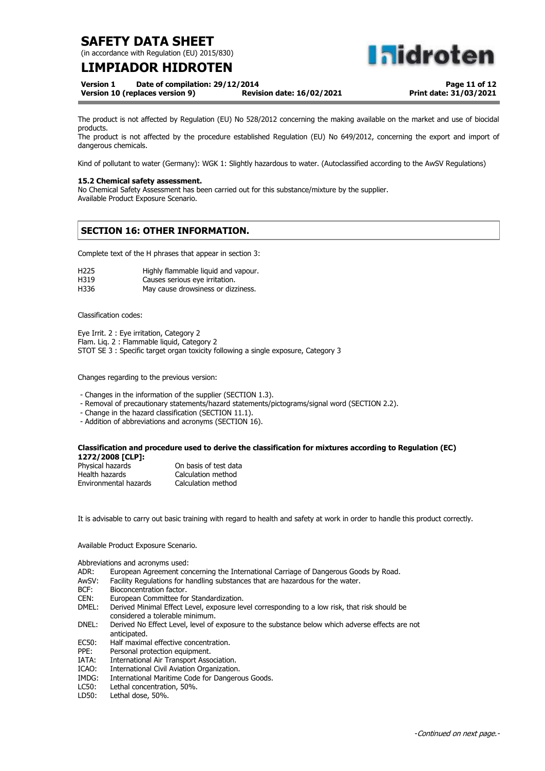The product is not affected by Regulation (EU) No 528/2012 concerning the making available on the market and use of biocidal products.
The product is not affected by the procedure established Regulation (EU) No 649/2012, concerning the export and import of dangerous chemicals.

Kind of pollutant to water (Germany): WGK 1: Slightly hazardous to water. (Autoclassified according to the AwSV Regulations)

**15.2 Chemical safety assessment.**
No Chemical Safety Assessment has been carried out for this substance/mixture by the supplier.
Available Product Exposure Scenario.

## SECTION 16: OTHER INFORMATION.

Complete text of the H phrases that appear in section 3:

| | |
|---|---|
| H225 | Highly flammable liquid and vapour. |
| H319 | Causes serious eye irritation. |
| H336 | May cause drowsiness or dizziness. |

Classification codes:

Eye Irrit. 2 : Eye irritation, Category 2
Flam. Liq. 2 : Flammable liquid, Category 2
STOT SE 3 : Specific target organ toxicity following a single exposure, Category 3

Changes regarding to the previous version:

- Changes in the information of the supplier (SECTION 1.3).
- Removal of precautionary statements/hazard statements/pictograms/signal word (SECTION 2.2).
- Change in the hazard classification (SECTION 11.1).
- Addition of abbreviations and acronyms (SECTION 16).

**Classification and procedure used to derive the classification for mixtures according to Regulation (EC) 1272/2008 [CLP]:**

| | |
|---|---|
| Physical hazards | On basis of test data |
| Health hazards | Calculation method |
| Environmental hazards | Calculation method |

It is advisable to carry out basic training with regard to health and safety at work in order to handle this product correctly.

Available Product Exposure Scenario.

Abbreviations and acronyms used:

| | |
|---|---|
| ADR: | European Agreement concerning the International Carriage of Dangerous Goods by Road. |
| AwSV: | Facility Regulations for handling substances that are hazardous for the water. |
| BCF: | Bioconcentration factor. |
| CEN: | European Committee for Standardization. |
| DMEL: | Derived Minimal Effect Level, exposure level corresponding to a low risk, that risk should be considered a tolerable minimum. |
| DNEL: | Derived No Effect Level, level of exposure to the substance below which adverse effects are not anticipated. |
| EC50: | Half maximal effective concentration. |
| PPE: | Personal protection equipment. |
| IATA: | International Air Transport Association. |
| ICAO: | International Civil Aviation Organization. |
| IMDG: | International Maritime Code for Dangerous Goods. |
| LC50: | Lethal concentration, 50%. |
| LD50: | Lethal dose, 50%. |

*-Continued on next page.-*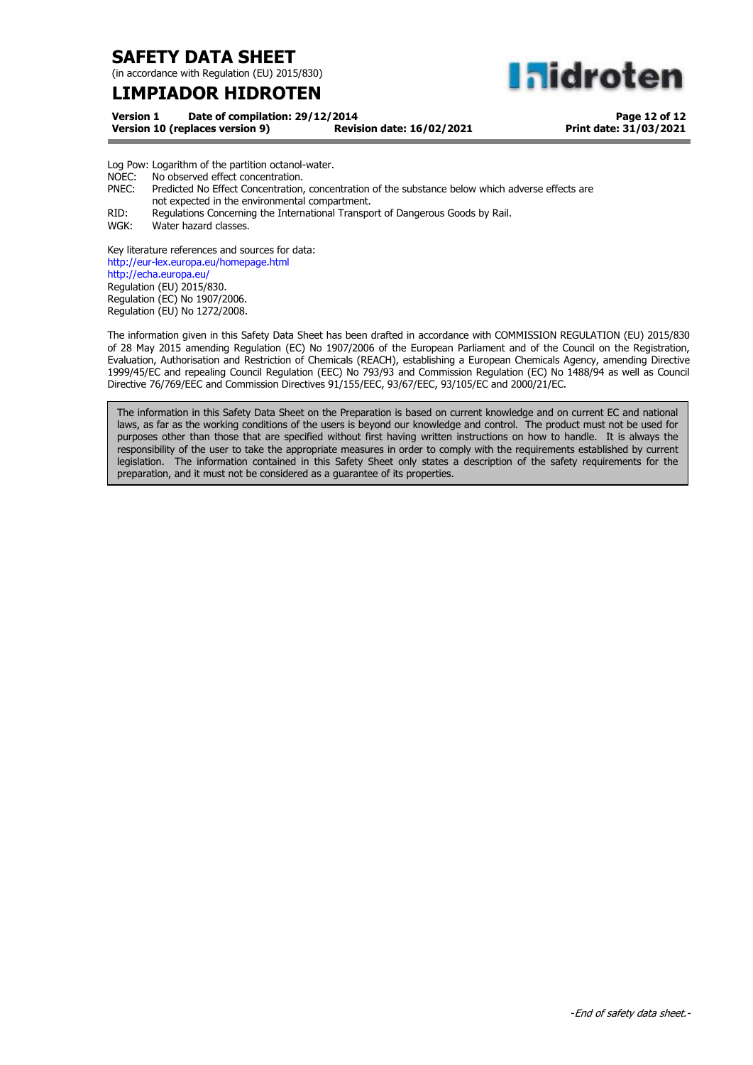Log Pow: Logarithm of the partition octanol-water.
NOEC: No observed effect concentration.
PNEC: Predicted No Effect Concentration, concentration of the substance below which adverse effects are not expected in the environmental compartment.
RID: Regulations Concerning the International Transport of Dangerous Goods by Rail.
WGK: Water hazard classes.

Key literature references and sources for data:
http://eur-lex.europa.eu/homepage.html
http://echa.europa.eu/
Regulation (EU) 2015/830.
Regulation (EC) No 1907/2006.
Regulation (EU) No 1272/2008.

The information given in this Safety Data Sheet has been drafted in accordance with COMMISSION REGULATION (EU) 2015/830 of 28 May 2015 amending Regulation (EC) No 1907/2006 of the European Parliament and of the Council on the Registration, Evaluation, Authorisation and Restriction of Chemicals (REACH), establishing a European Chemicals Agency, amending Directive 1999/45/EC and repealing Council Regulation (EEC) No 793/93 and Commission Regulation (EC) No 1488/94 as well as Council Directive 76/769/EEC and Commission Directives 91/155/EEC, 93/67/EEC, 93/105/EC and 2000/21/EC.

The information in this Safety Data Sheet on the Preparation is based on current knowledge and on current EC and national laws, as far as the working conditions of the users is beyond our knowledge and control. The product must not be used for purposes other than those that are specified without first having written instructions on how to handle. It is always the responsibility of the user to take the appropriate measures in order to comply with the requirements established by current legislation. The information contained in this Safety Sheet only states a description of the safety requirements for the preparation, and it must not be considered as a guarantee of its properties.

*-End of safety data sheet.-*